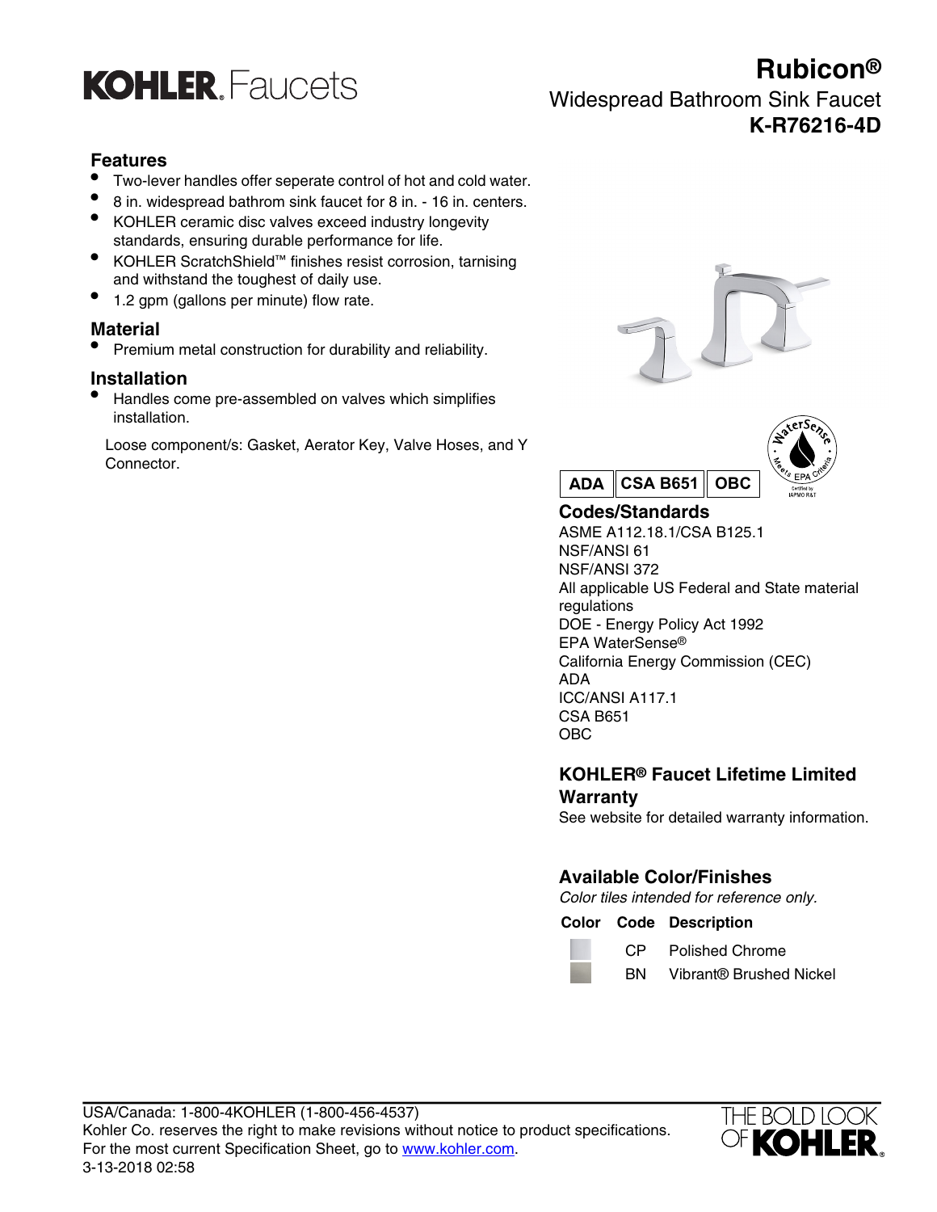# KOHLER Faucets

# Rubicon®

## Widespread Bathroom Sink Faucet

## K-R76216-4D

### Features

- Two-lever handles offer seperate control of hot and cold water.
- 8 in. widespread bathrom sink faucet for 8 in. - 16 in. centers.
- KOHLER ceramic disc valves exceed industry longevity standards, ensuring durable performance for life.
- KOHLER ScratchShield™ finishes resist corrosion, tarnising and withstand the toughest of daily use.
- 1.2 gpm (gallons per minute) flow rate.

### Material

- Premium metal construction for durability and reliability.

### Installation

- Handles come pre-assembled on valves which simplifies installation.

Loose component/s: Gasket, Aerator Key, Valve Hoses, and Y Connector.

ADA | CSA B651 | OBC

WaterSense Meets EPA Criteria — Certified by IAPMO R&T

### Codes/Standards

ASME A112.18.1/CSA B125.1
NSF/ANSI 61
NSF/ANSI 372
All applicable US Federal and State material regulations
DOE - Energy Policy Act 1992
EPA WaterSense®
California Energy Commission (CEC)
ADA
ICC/ANSI A117.1
CSA B651
OBC

### KOHLER® Faucet Lifetime Limited Warranty

See website for detailed warranty information.

### Available Color/Finishes

*Color tiles intended for reference only.*

| Color | Code | Description |
|---|---|---|
| | CP | Polished Chrome |
| | BN | Vibrant® Brushed Nickel |

USA/Canada: 1-800-4KOHLER (1-800-456-4537)
Kohler Co. reserves the right to make revisions without notice to product specifications.
For the most current Specification Sheet, go to www.kohler.com.
3-13-2018 02:58

THE BOLD LOOK OF KOHLER.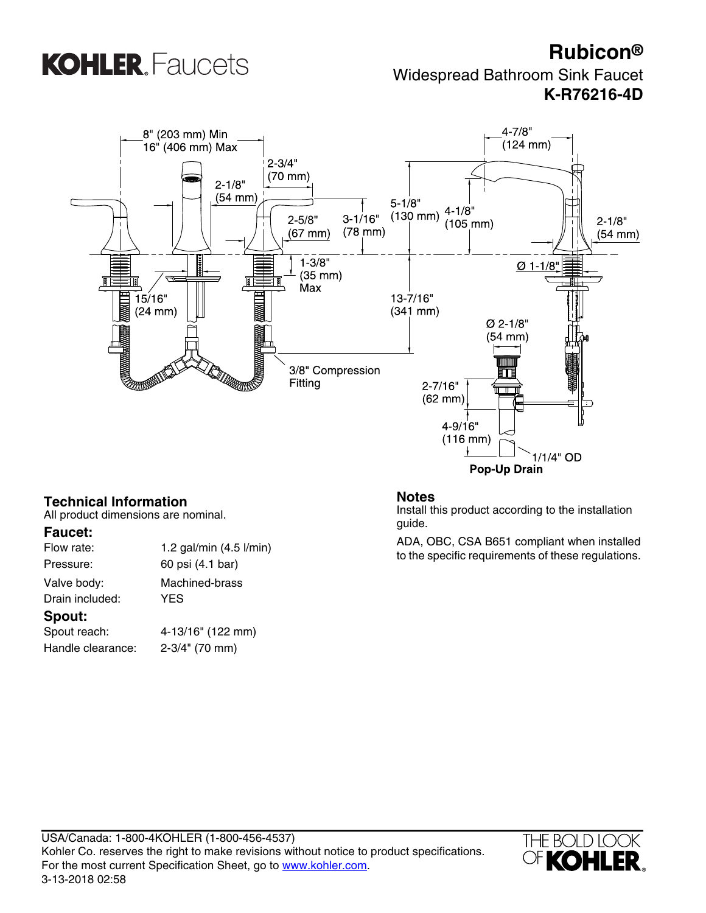# KOHLER. Faucets

## Rubicon®

Widespread Bathroom Sink Faucet

**K-R76216-4D**

8" (203 mm) Min
16" (406 mm) Max

2-3/4"
(70 mm)

2-1/8"
(54 mm)

2-5/8"
(67 mm)

3-1/16"
(78 mm)

5-1/8"
(130 mm)

4-1/8"
(105 mm)

4-7/8"
(124 mm)

2-1/8"
(54 mm)

1-3/8"
(35 mm)
Max

15/16"
(24 mm)

13-7/16"
(341 mm)

Ø 1-1/8"

Ø 2-1/8"
(54 mm)

3/8" Compression
Fitting

2-7/16"
(62 mm)

4-9/16"
(116 mm)

1/1/4" OD

**Pop-Up Drain**

### Technical Information

All product dimensions are nominal.

#### Faucet:

| | |
|---|---|
| Flow rate: | 1.2 gal/min (4.5 l/min) |
| Pressure: | 60 psi (4.1 bar) |
| Valve body: | Machined-brass |
| Drain included: | YES |

#### Spout:

| | |
|---|---|
| Spout reach: | 4-13/16" (122 mm) |
| Handle clearance: | 2-3/4" (70 mm) |

### Notes

Install this product according to the installation guide.

ADA, OBC, CSA B651 compliant when installed to the specific requirements of these regulations.

USA/Canada: 1-800-4KOHLER (1-800-456-4537)
Kohler Co. reserves the right to make revisions without notice to product specifications.
For the most current Specification Sheet, go to www.kohler.com.
3-13-2018 02:58

THE BOLD LOOK OF KOHLER.